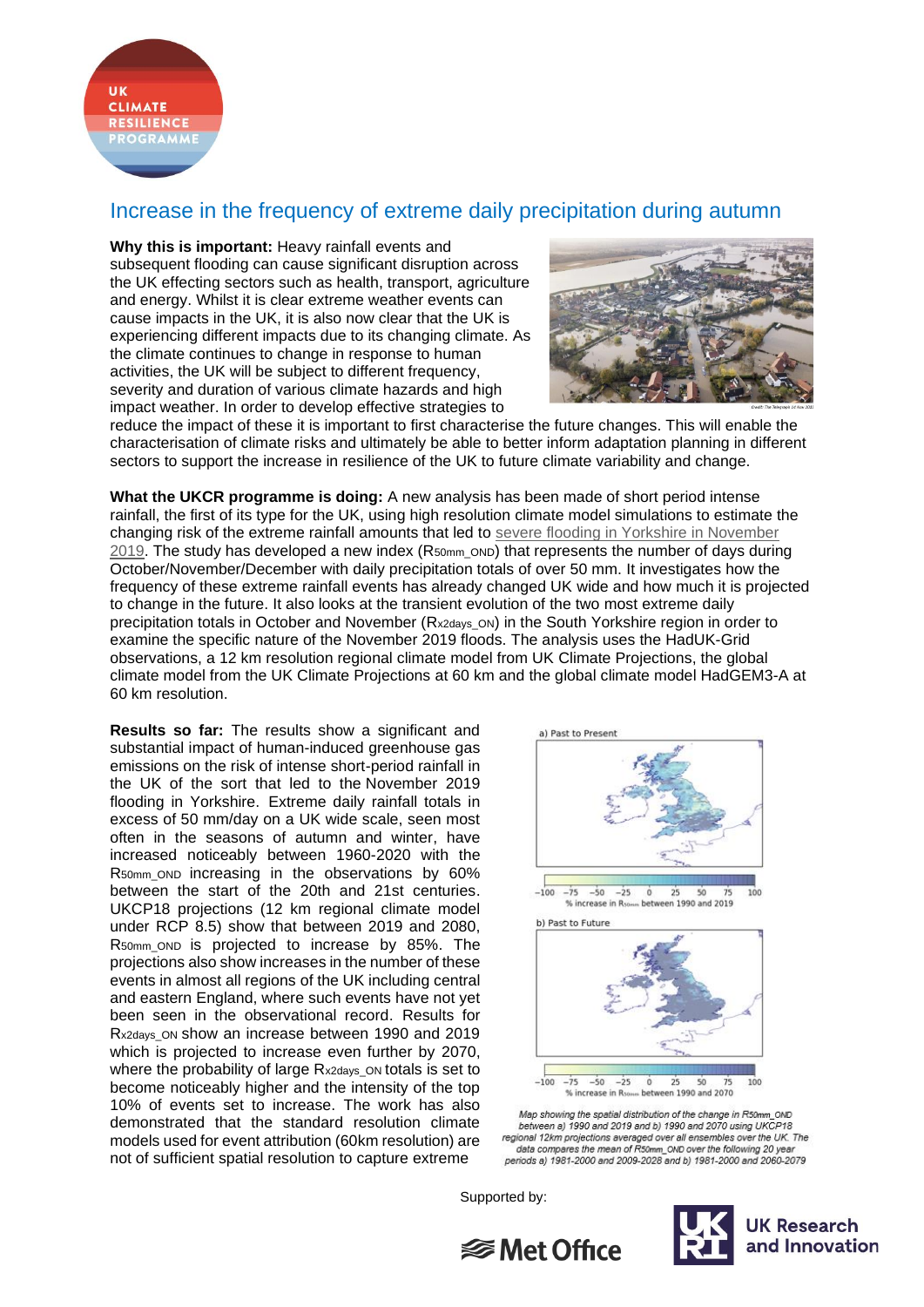# Increase in the frequency of extreme daily precipitation during autumn

**Why this is important:** Heavy rainfall events and subsequent flooding can cause significant disruption across the UK effecting sectors such as health, transport, agriculture and energy. Whilst it is clear extreme weather events can cause impacts in the UK, it is also now clear that the UK is experiencing different impacts due to its changing climate. As the climate continues to change in response to human activities, the UK will be subject to different frequency, severity and duration of various climate hazards and high impact weather. In order to develop effective strategies to reduce the impact of these it is important to first characterise the future changes. This will enable the characterisation of climate risks and ultimately be able to better inform adaptation planning in different sectors to support the increase in resilience of the UK to future climate variability and change.

**What the UKCR programme is doing:** A new analysis has been made of short period intense rainfall, the first of its type for the UK, using high resolution climate model simulations to estimate the changing risk of the extreme rainfall amounts that led to severe flooding in Yorkshire in November 2019. The study has developed a new index ($R_{50mm\_OND}$) that represents the number of days during October/November/December with daily precipitation totals of over 50 mm. It investigates how the frequency of these extreme rainfall events has already changed UK wide and how much it is projected to change in the future. It also looks at the transient evolution of the two most extreme daily precipitation totals in October and November ($R_{x2days\_ON}$) in the South Yorkshire region in order to examine the specific nature of the November 2019 floods. The analysis uses the HadUK-Grid observations, a 12 km resolution regional climate model from UK Climate Projections, the global climate model from the UK Climate Projections at 60 km and the global climate model HadGEM3-A at 60 km resolution.

**Results so far:** The results show a significant and substantial impact of human-induced greenhouse gas emissions on the risk of intense short-period rainfall in the UK of the sort that led to the November 2019 flooding in Yorkshire. Extreme daily rainfall totals in excess of 50 mm/day on a UK wide scale, seen most often in the seasons of autumn and winter, have increased noticeably between 1960-2020 with the $R_{50mm\_OND}$ increasing in the observations by 60% between the start of the 20th and 21st centuries. UKCP18 projections (12 km regional climate model under RCP 8.5) show that between 2019 and 2080, $R_{50mm\_OND}$ is projected to increase by 85%. The projections also show increases in the number of these events in almost all regions of the UK including central and eastern England, where such events have not yet been seen in the observational record. Results for $R_{x2days\_ON}$ show an increase between 1990 and 2019 which is projected to increase even further by 2070, where the probability of large $R_{x2days\_ON}$ totals is set to become noticeably higher and the intensity of the top 10% of events set to increase. The work has also demonstrated that the standard resolution climate models used for event attribution (60km resolution) are not of sufficient spatial resolution to capture extreme

a) Past to Present

−100 −75 −50 −25 0 25 50 75 100
% increase in $R_{50mm}$ between 1990 and 2019

b) Past to Future

−100 −75 −50 −25 0 25 50 75 100
% increase in $R_{50mm}$ between 1990 and 2070

*Map showing the spatial distribution of the change in $R_{50mm\_OND}$ between a) 1990 and 2019 and b) 1990 and 2070 using UKCP18 regional 12km projections averaged over all ensembles over the UK. The data compares the mean of $R_{50mm\_OND}$ over the following 20 year periods a) 1981-2000 and 2009-2028 and b) 1981-2000 and 2060-2079*

Supported by: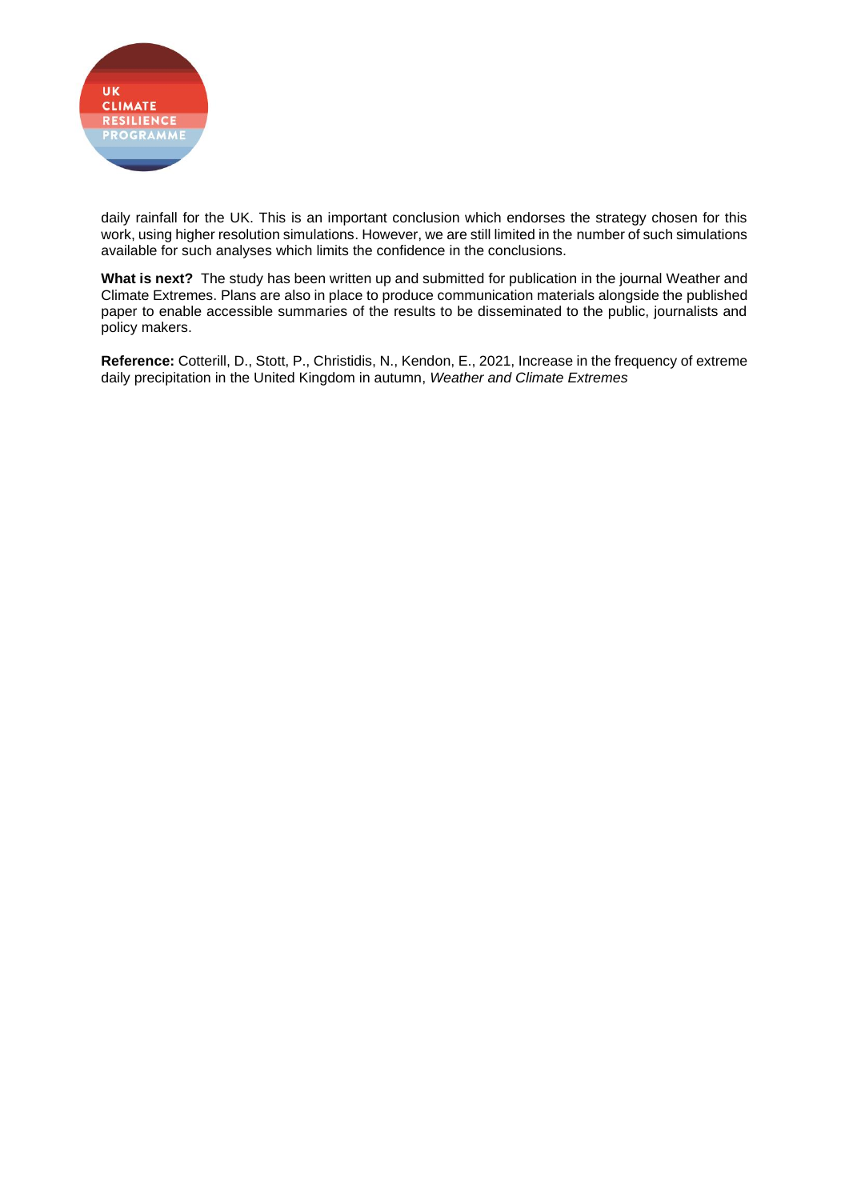daily rainfall for the UK. This is an important conclusion which endorses the strategy chosen for this work, using higher resolution simulations. However, we are still limited in the number of such simulations available for such analyses which limits the confidence in the conclusions.

**What is next?** The study has been written up and submitted for publication in the journal Weather and Climate Extremes. Plans are also in place to produce communication materials alongside the published paper to enable accessible summaries of the results to be disseminated to the public, journalists and policy makers.

**Reference:** Cotterill, D., Stott, P., Christidis, N., Kendon, E., 2021, Increase in the frequency of extreme daily precipitation in the United Kingdom in autumn, *Weather and Climate Extremes*